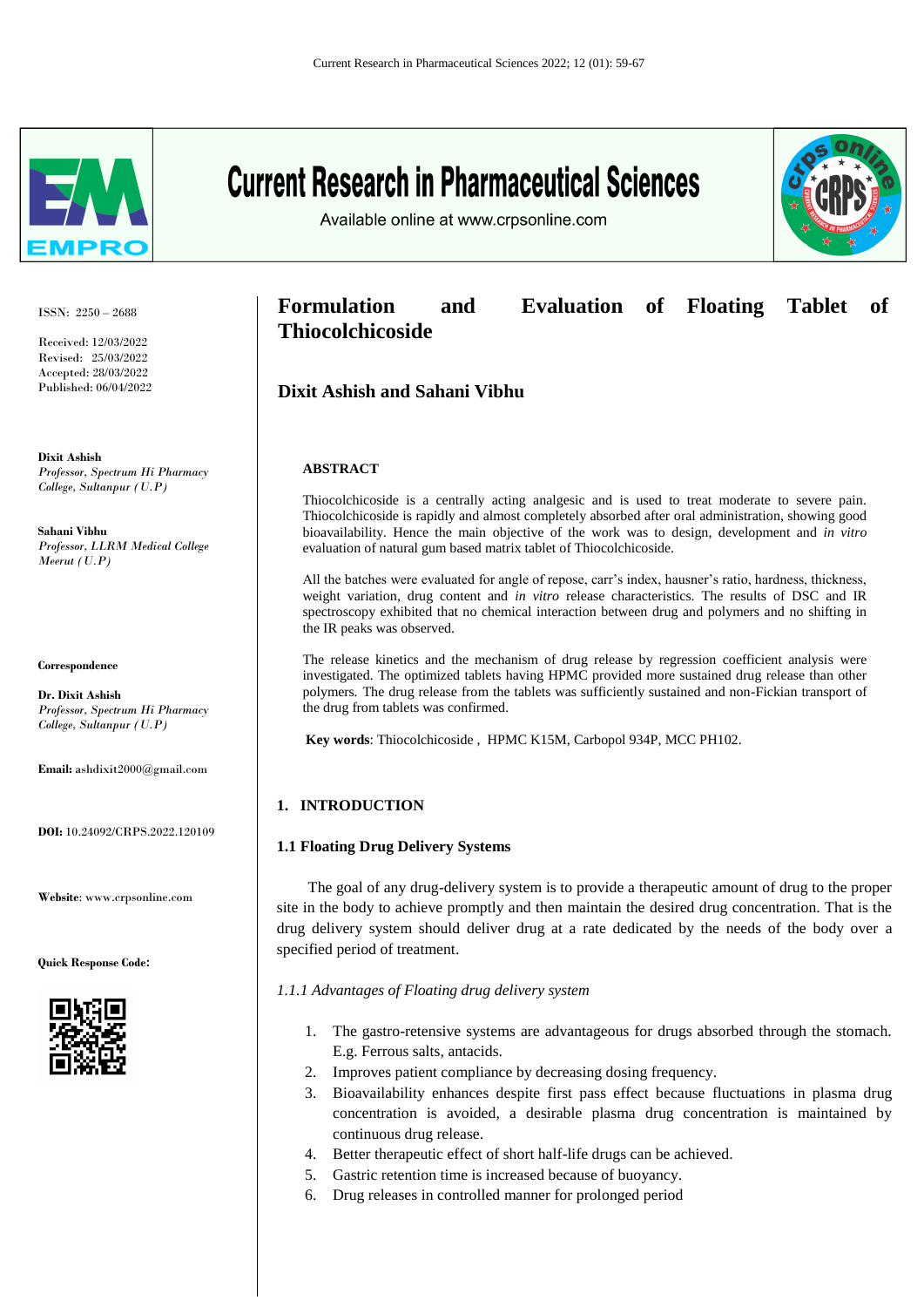# Formulation and Evaluation of Floating Tablet of Thiocolchicoside

## Dixit Ashish and Sahani Vibhu

ISSN: 2250 – 2688

Received: 12/03/2022
Revised: 25/03/2022
Accepted: 28/03/2022
Published: 06/04/2022

**Dixit Ashish**
*Professor, Spectrum Hi Pharmacy College, Sultanpur (U.P)*

**Sahani Vibhu**
*Professor, LLRM Medical College Meerut (U.P)*

**Correspondence**

**Dr. Dixit Ashish**
*Professor, Spectrum Hi Pharmacy College, Sultanpur (U.P)*

**Email:** ashdixit2000@gmail.com

**DOI:** 10.24092/CRPS.2022.120109

**Website**: www.crpsonline.com

**Quick Response Code:**

### ABSTRACT

Thiocolchicoside is a centrally acting analgesic and is used to treat moderate to severe pain. Thiocolchicoside is rapidly and almost completely absorbed after oral administration, showing good bioavailability. Hence the main objective of the work was to design, development and *in vitro* evaluation of natural gum based matrix tablet of Thiocolchicoside.

All the batches were evaluated for angle of repose, carr's index, hausner's ratio, hardness, thickness, weight variation, drug content and *in vitro* release characteristics. The results of DSC and IR spectroscopy exhibited that no chemical interaction between drug and polymers and no shifting in the IR peaks was observed.

The release kinetics and the mechanism of drug release by regression coefficient analysis were investigated. The optimized tablets having HPMC provided more sustained drug release than other polymers. The drug release from the tablets was sufficiently sustained and non-Fickian transport of the drug from tablets was confirmed.

**Key words**: Thiocolchicoside , HPMC K15M, Carbopol 934P, MCC PH102.

## 1. INTRODUCTION

### 1.1 Floating Drug Delivery Systems

The goal of any drug-delivery system is to provide a therapeutic amount of drug to the proper site in the body to achieve promptly and then maintain the desired drug concentration. That is the drug delivery system should deliver drug at a rate dedicated by the needs of the body over a specified period of treatment.

*1.1.1 Advantages of Floating drug delivery system*

1. The gastro-retensive systems are advantageous for drugs absorbed through the stomach. E.g. Ferrous salts, antacids.
2. Improves patient compliance by decreasing dosing frequency.
3. Bioavailability enhances despite first pass effect because fluctuations in plasma drug concentration is avoided, a desirable plasma drug concentration is maintained by continuous drug release.
4. Better therapeutic effect of short half-life drugs can be achieved.
5. Gastric retention time is increased because of buoyancy.
6. Drug releases in controlled manner for prolonged period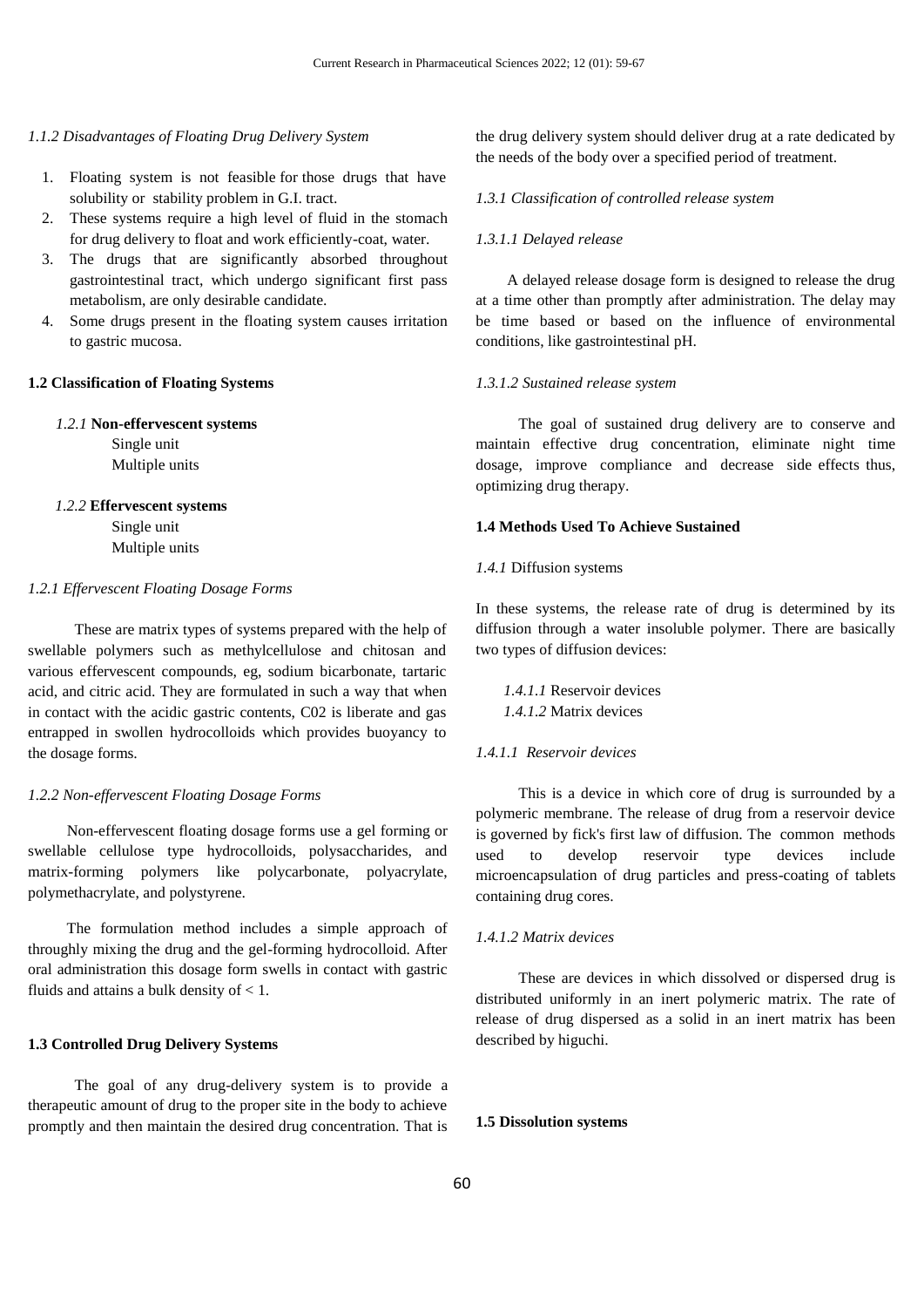### *1.1.2 Disadvantages of Floating Drug Delivery System*

1. Floating system is not feasible for those drugs that have solubility or stability problem in G.I. tract.
2. These systems require a high level of fluid in the stomach for drug delivery to float and work efficiently-coat, water.
3. The drugs that are significantly absorbed throughout gastrointestinal tract, which undergo significant first pass metabolism, are only desirable candidate.
4. Some drugs present in the floating system causes irritation to gastric mucosa.

## 1.2 Classification of Floating Systems

*1.2.1* **Non-effervescent systems**

Single unit
Multiple units

*1.2.2* **Effervescent systems**

Single unit
Multiple units

### *1.2.1 Effervescent Floating Dosage Forms*

These are matrix types of systems prepared with the help of swellable polymers such as methylcellulose and chitosan and various effervescent compounds, eg, sodium bicarbonate, tartaric acid, and citric acid. They are formulated in such a way that when in contact with the acidic gastric contents, C02 is liberate and gas entrapped in swollen hydrocolloids which provides buoyancy to the dosage forms.

### *1.2.2 Non-effervescent Floating Dosage Forms*

Non-effervescent floating dosage forms use a gel forming or swellable cellulose type hydrocolloids, polysaccharides, and matrix-forming polymers like polycarbonate, polyacrylate, polymethacrylate, and polystyrene.

The formulation method includes a simple approach of throughly mixing the drug and the gel-forming hydrocolloid. After oral administration this dosage form swells in contact with gastric fluids and attains a bulk density of $< 1$.

## 1.3 Controlled Drug Delivery Systems

The goal of any drug-delivery system is to provide a therapeutic amount of drug to the proper site in the body to achieve promptly and then maintain the desired drug concentration. That is the drug delivery system should deliver drug at a rate dedicated by the needs of the body over a specified period of treatment.

### *1.3.1 Classification of controlled release system*

#### *1.3.1.1 Delayed release*

A delayed release dosage form is designed to release the drug at a time other than promptly after administration. The delay may be time based or based on the influence of environmental conditions, like gastrointestinal pH.

#### *1.3.1.2 Sustained release system*

The goal of sustained drug delivery are to conserve and maintain effective drug concentration, eliminate night time dosage, improve compliance and decrease side effects thus, optimizing drug therapy.

## 1.4 Methods Used To Achieve Sustained

### *1.4.1* Diffusion systems

In these systems, the release rate of drug is determined by its diffusion through a water insoluble polymer. There are basically two types of diffusion devices:

*1.4.1.1* Reservoir devices
*1.4.1.2* Matrix devices

#### *1.4.1.1 Reservoir devices*

This is a device in which core of drug is surrounded by a polymeric membrane. The release of drug from a reservoir device is governed by fick's first law of diffusion. The common methods used to develop reservoir type devices include microencapsulation of drug particles and press-coating of tablets containing drug cores.

#### *1.4.1.2 Matrix devices*

These are devices in which dissolved or dispersed drug is distributed uniformly in an inert polymeric matrix. The rate of release of drug dispersed as a solid in an inert matrix has been described by higuchi.

## 1.5 Dissolution systems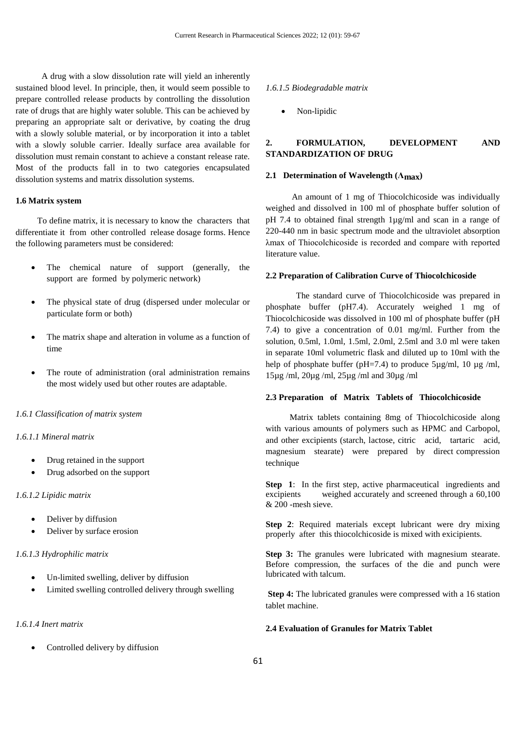A drug with a slow dissolution rate will yield an inherently sustained blood level. In principle, then, it would seem possible to prepare controlled release products by controlling the dissolution rate of drugs that are highly water soluble. This can be achieved by preparing an appropriate salt or derivative, by coating the drug with a slowly soluble material, or by incorporation it into a tablet with a slowly soluble carrier. Ideally surface area available for dissolution must remain constant to achieve a constant release rate. Most of the products fall in to two categories encapsulated dissolution systems and matrix dissolution systems.

**1.6 Matrix system**

To define matrix, it is necessary to know the characters that differentiate it from other controlled release dosage forms. Hence the following parameters must be considered:

- The chemical nature of support (generally, the support are formed by polymeric network)
- The physical state of drug (dispersed under molecular or particulate form or both)
- The matrix shape and alteration in volume as a function of time
- The route of administration (oral administration remains the most widely used but other routes are adaptable.

*1.6.1 Classification of matrix system*

*1.6.1.1 Mineral matrix*

- Drug retained in the support
- Drug adsorbed on the support

*1.6.1.2 Lipidic matrix*

- Deliver by diffusion
- Deliver by surface erosion

*1.6.1.3 Hydrophilic matrix*

- Un-limited swelling, deliver by diffusion
- Limited swelling controlled delivery through swelling

*1.6.1.4 Inert matrix*

- Controlled delivery by diffusion

*1.6.1.5 Biodegradable matrix*

- Non-lipidic

## 2. FORMULATION, DEVELOPMENT AND STANDARDIZATION OF DRUG

**2.1 Determination of Wavelength ($\Lambda_{max}$)**

An amount of 1 mg of Thiocolchicoside was individually weighed and dissolved in 100 ml of phosphate buffer solution of pH 7.4 to obtained final strength 1µg/ml and scan in a range of 220-440 nm in basic spectrum mode and the ultraviolet absorption λmax of Thiocolchicoside is recorded and compare with reported literature value.

**2.2 Preparation of Calibration Curve of Thiocolchicoside**

The standard curve of Thiocolchicoside was prepared in phosphate buffer (pH7.4). Accurately weighed 1 mg of Thiocolchicoside was dissolved in 100 ml of phosphate buffer (pH 7.4) to give a concentration of 0.01 mg/ml. Further from the solution, 0.5ml, 1.0ml, 1.5ml, 2.0ml, 2.5ml and 3.0 ml were taken in separate 10ml volumetric flask and diluted up to 10ml with the help of phosphate buffer (pH=7.4) to produce 5µg/ml, 10 µg /ml, 15µg /ml, 20µg /ml, 25µg /ml and 30µg /ml

**2.3 Preparation of Matrix Tablets of Thiocolchicoside**

Matrix tablets containing 8mg of Thiocolchicoside along with various amounts of polymers such as HPMC and Carbopol, and other excipients (starch, lactose, citric acid, tartaric acid, magnesium stearate) were prepared by direct compression technique

**Step 1**: In the first step, active pharmaceutical ingredients and excipients weighed accurately and screened through a 60,100 & 200 -mesh sieve.

**Step 2**: Required materials except lubricant were dry mixing properly after this thiocolchicoside is mixed with exicipients.

**Step 3:** The granules were lubricated with magnesium stearate. Before compression, the surfaces of the die and punch were lubricated with talcum.

**Step 4:** The lubricated granules were compressed with a 16 station tablet machine.

**2.4 Evaluation of Granules for Matrix Tablet**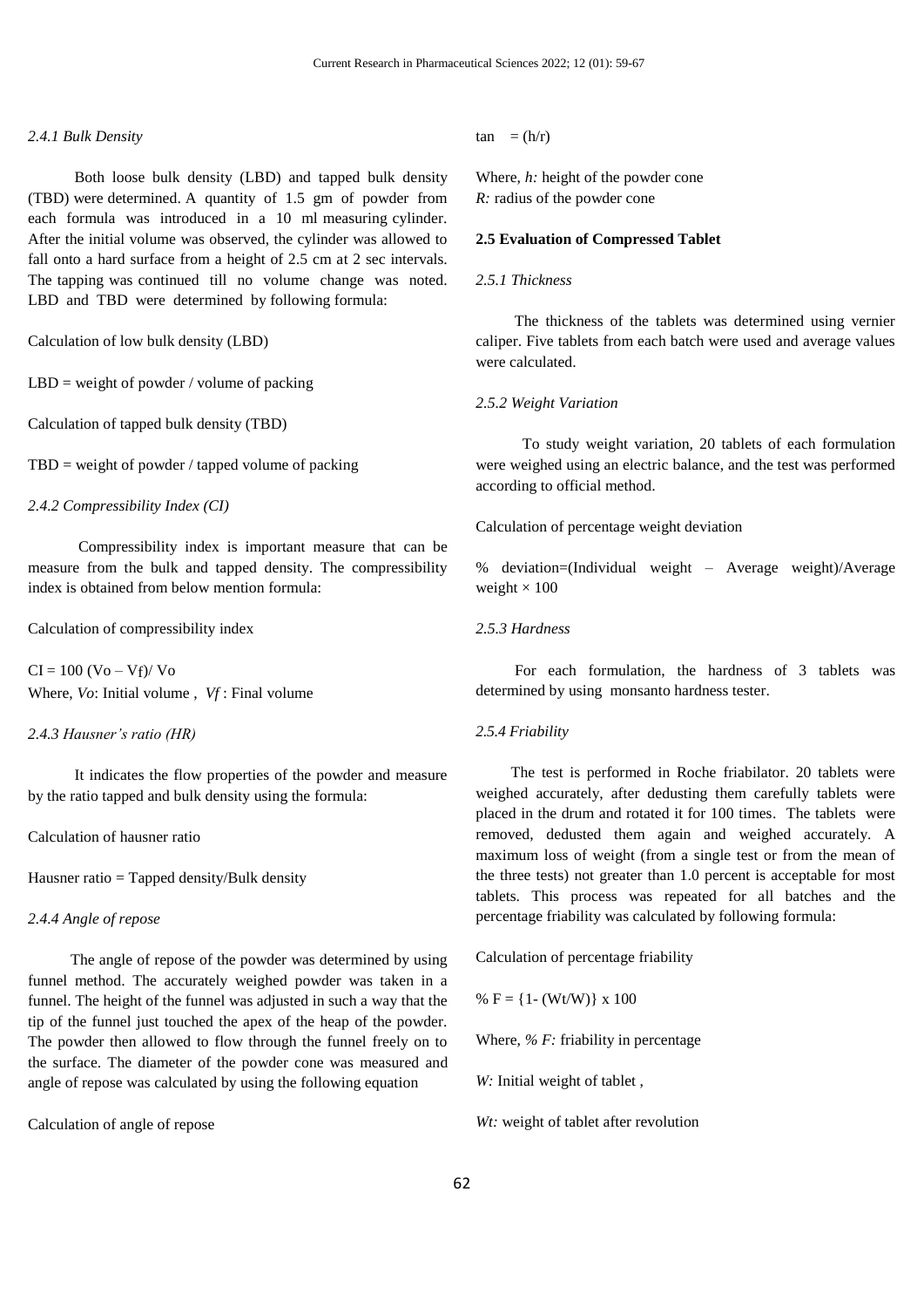#### *2.4.1 Bulk Density*

Both loose bulk density (LBD) and tapped bulk density (TBD) were determined. A quantity of 1.5 gm of powder from each formula was introduced in a 10 ml measuring cylinder. After the initial volume was observed, the cylinder was allowed to fall onto a hard surface from a height of 2.5 cm at 2 sec intervals. The tapping was continued till no volume change was noted. LBD and TBD were determined by following formula:

Calculation of low bulk density (LBD)

LBD = weight of powder / volume of packing

Calculation of tapped bulk density (TBD)

TBD = weight of powder / tapped volume of packing

#### *2.4.2 Compressibility Index (CI)*

Compressibility index is important measure that can be measure from the bulk and tapped density. The compressibility index is obtained from below mention formula:

Calculation of compressibility index

$$CI = 100\ (Vo - Vf)/\ Vo$$

Where, *Vo*: Initial volume , *Vf* : Final volume

#### *2.4.3 Hausner's ratio (HR)*

It indicates the flow properties of the powder and measure by the ratio tapped and bulk density using the formula:

Calculation of hausner ratio

Hausner ratio = Tapped density/Bulk density

#### *2.4.4 Angle of repose*

The angle of repose of the powder was determined by using funnel method. The accurately weighed powder was taken in a funnel. The height of the funnel was adjusted in such a way that the tip of the funnel just touched the apex of the heap of the powder. The powder then allowed to flow through the funnel freely on to the surface. The diameter of the powder cone was measured and angle of repose was calculated by using the following equation

Calculation of angle of repose

$$\tan \ = (h/r)$$

Where, *h:* height of the powder cone
*R:* radius of the powder cone

### 2.5 Evaluation of Compressed Tablet

#### *2.5.1 Thickness*

The thickness of the tablets was determined using vernier caliper. Five tablets from each batch were used and average values were calculated.

#### *2.5.2 Weight Variation*

To study weight variation, 20 tablets of each formulation were weighed using an electric balance, and the test was performed according to official method.

Calculation of percentage weight deviation

% deviation=(Individual weight – Average weight)/Average weight × 100

#### *2.5.3 Hardness*

For each formulation, the hardness of 3 tablets was determined by using monsanto hardness tester.

#### *2.5.4 Friability*

The test is performed in Roche friabilator. 20 tablets were weighed accurately, after dedusting them carefully tablets were placed in the drum and rotated it for 100 times. The tablets were removed, dedusted them again and weighed accurately. A maximum loss of weight (from a single test or from the mean of the three tests) not greater than 1.0 percent is acceptable for most tablets. This process was repeated for all batches and the percentage friability was calculated by following formula:

Calculation of percentage friability

$$\%\ F = \{1- (Wt/W)\}\ x\ 100$$

Where, *% F:* friability in percentage

*W:* Initial weight of tablet ,

*Wt:* weight of tablet after revolution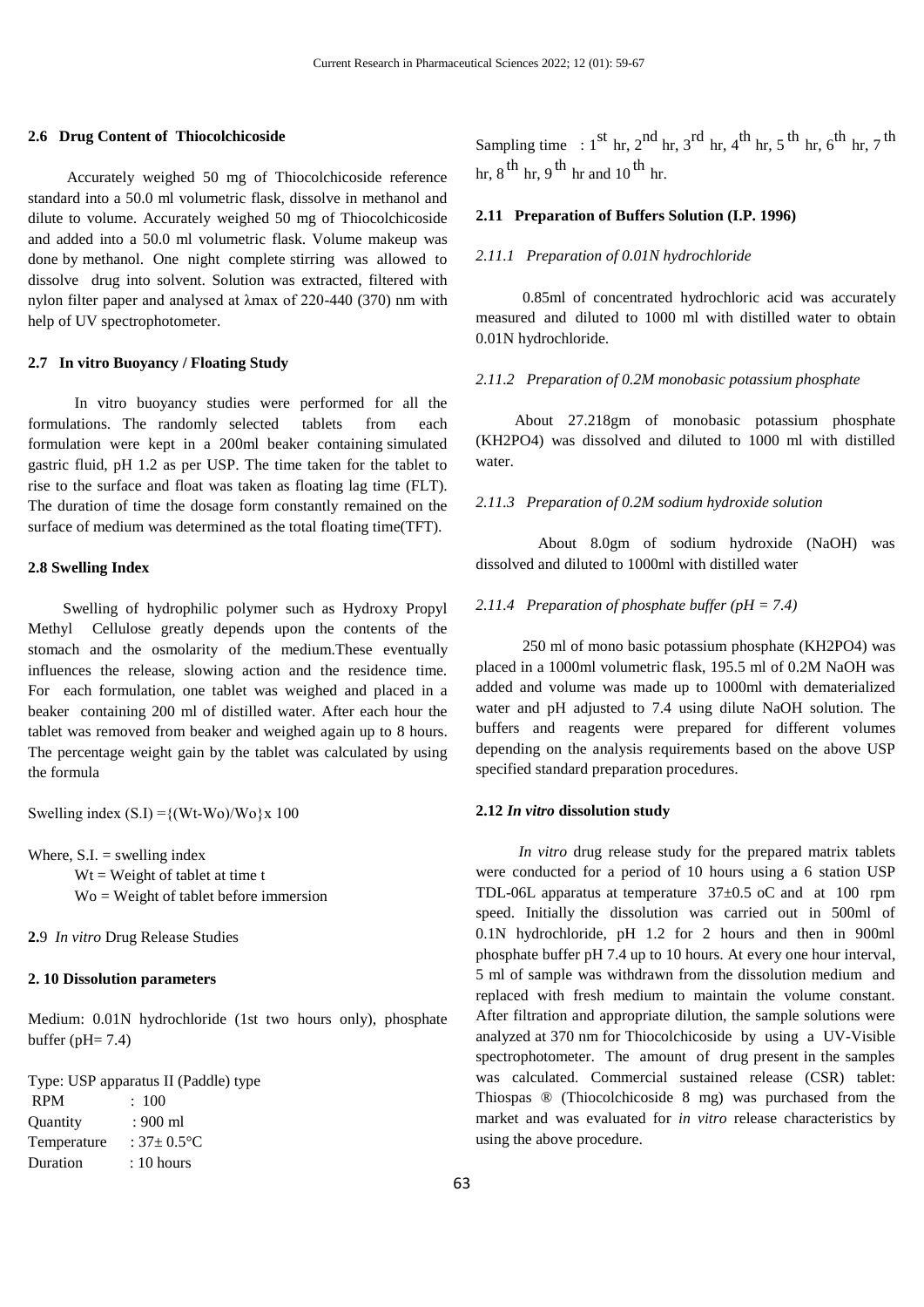### 2.6 Drug Content of Thiocolchicoside

Accurately weighed 50 mg of Thiocolchicoside reference standard into a 50.0 ml volumetric flask, dissolve in methanol and dilute to volume. Accurately weighed 50 mg of Thiocolchicoside and added into a 50.0 ml volumetric flask. Volume makeup was done by methanol. One night complete stirring was allowed to dissolve drug into solvent. Solution was extracted, filtered with nylon filter paper and analysed at λmax of 220-440 (370) nm with help of UV spectrophotometer.

### 2.7 In vitro Buoyancy / Floating Study

In vitro buoyancy studies were performed for all the formulations. The randomly selected tablets from each formulation were kept in a 200ml beaker containing simulated gastric fluid, pH 1.2 as per USP. The time taken for the tablet to rise to the surface and float was taken as floating lag time (FLT). The duration of time the dosage form constantly remained on the surface of medium was determined as the total floating time(TFT).

### 2.8 Swelling Index

Swelling of hydrophilic polymer such as Hydroxy Propyl Methyl Cellulose greatly depends upon the contents of the stomach and the osmolarity of the medium.These eventually influences the release, slowing action and the residence time. For each formulation, one tablet was weighed and placed in a beaker containing 200 ml of distilled water. After each hour the tablet was removed from beaker and weighed again up to 8 hours. The percentage weight gain by the tablet was calculated by using the formula

Swelling index (S.I) $=\{(W_t-W_o)/W_o\} \times 100$

Where, S.I. = swelling index
$W_t$ = Weight of tablet at time t
$W_o$ = Weight of tablet before immersion

### 2.9 *In vitro* Drug Release Studies

### 2.10 Dissolution parameters

Medium: 0.01N hydrochloride (1st two hours only), phosphate buffer (pH= 7.4)

Type: USP apparatus II (Paddle) type
RPM : 100
Quantity : 900 ml
Temperature : 37± 0.5°C
Duration : 10 hours

Sampling time : 1$^{st}$ hr, 2$^{nd}$ hr, 3$^{rd}$ hr, 4$^{th}$ hr, 5$^{th}$ hr, 6$^{th}$ hr, 7$^{th}$ hr, 8$^{th}$ hr, 9$^{th}$ hr and 10$^{th}$ hr.

### 2.11 Preparation of Buffers Solution (I.P. 1996)

#### *2.11.1 Preparation of 0.01N hydrochloride*

0.85ml of concentrated hydrochloric acid was accurately measured and diluted to 1000 ml with distilled water to obtain 0.01N hydrochloride.

#### *2.11.2 Preparation of 0.2M monobasic potassium phosphate*

About 27.218gm of monobasic potassium phosphate ($KH_2PO_4$) was dissolved and diluted to 1000 ml with distilled water.

#### *2.11.3 Preparation of 0.2M sodium hydroxide solution*

About 8.0gm of sodium hydroxide (NaOH) was dissolved and diluted to 1000ml with distilled water

#### *2.11.4 Preparation of phosphate buffer (pH = 7.4)*

250 ml of mono basic potassium phosphate ($KH_2PO_4$) was placed in a 1000ml volumetric flask, 195.5 ml of 0.2M NaOH was added and volume was made up to 1000ml with dematerialized water and pH adjusted to 7.4 using dilute NaOH solution. The buffers and reagents were prepared for different volumes depending on the analysis requirements based on the above USP specified standard preparation procedures.

### 2.12 *In vitro* dissolution study

*In vitro* drug release study for the prepared matrix tablets were conducted for a period of 10 hours using a 6 station USP TDL-06L apparatus at temperature 37±0.5 oC and at 100 rpm speed. Initially the dissolution was carried out in 500ml of 0.1N hydrochloride, pH 1.2 for 2 hours and then in 900ml phosphate buffer pH 7.4 up to 10 hours. At every one hour interval, 5 ml of sample was withdrawn from the dissolution medium and replaced with fresh medium to maintain the volume constant. After filtration and appropriate dilution, the sample solutions were analyzed at 370 nm for Thiocolchicoside by using a UV-Visible spectrophotometer. The amount of drug present in the samples was calculated. Commercial sustained release (CSR) tablet: Thiospas ® (Thiocolchicoside 8 mg) was purchased from the market and was evaluated for *in vitro* release characteristics by using the above procedure.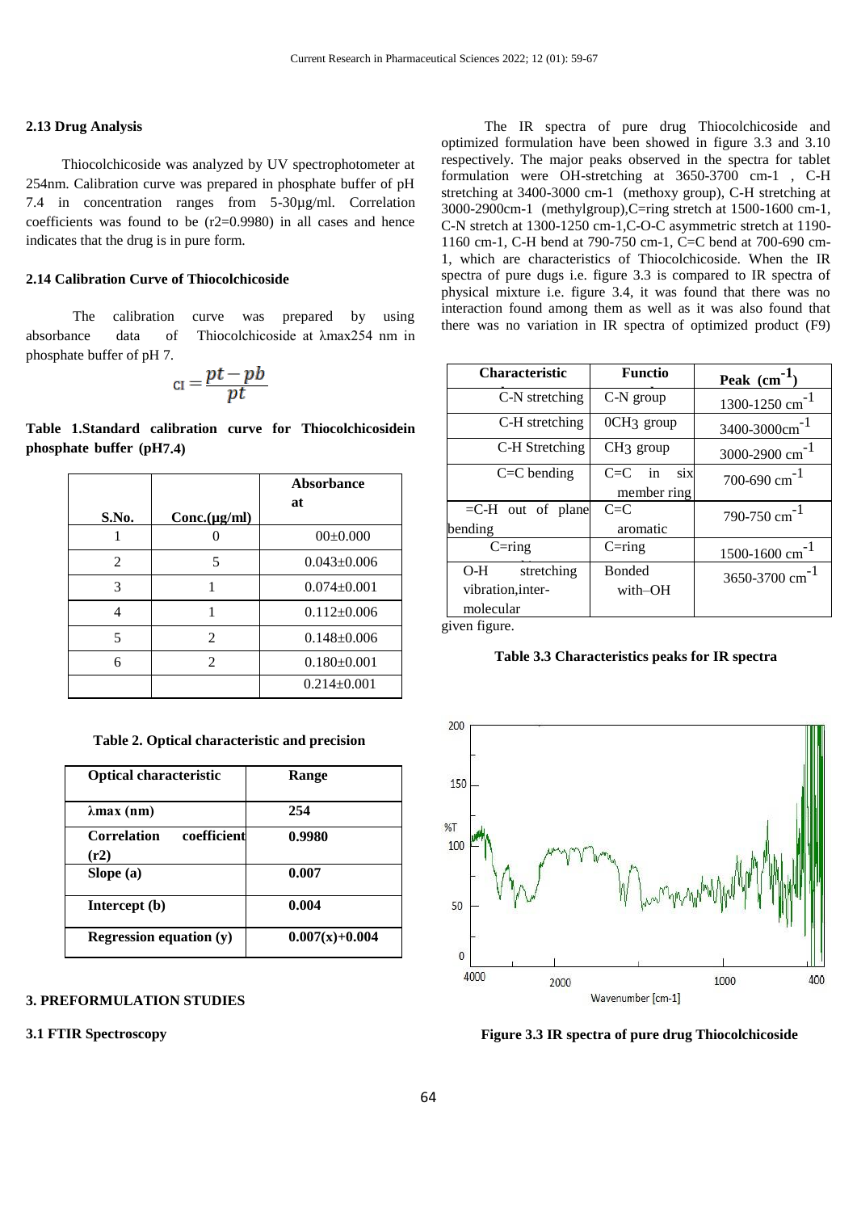## 2.13 Drug Analysis

Thiocolchicoside was analyzed by UV spectrophotometer at 254nm. Calibration curve was prepared in phosphate buffer of pH 7.4 in concentration ranges from 5-30µg/ml. Correlation coefficients was found to be (r2=0.9980) in all cases and hence indicates that the drug is in pure form.

## 2.14 Calibration Curve of Thiocolchicoside

The calibration curve was prepared by using absorbance data of Thiocolchicoside at λmax254 nm in phosphate buffer of pH 7.

$$CI = \frac{pt - pb}{pt}$$

**Table 1.Standard calibration curve for Thiocolchicosidein phosphate buffer (pH7.4)**

| S.No. | Conc.(µg/ml) | Absorbance at |
|---|---|---|
| 1 | 0 | 00±0.000 |
| 2 | 5 | 0.043±0.006 |
| 3 | 1 | 0.074±0.001 |
| 4 | 1 | 0.112±0.006 |
| 5 | 2 | 0.148±0.006 |
| 6 | 2 | 0.180±0.001 |
| | | 0.214±0.001 |

**Table 2. Optical characteristic and precision**

| Optical characteristic | Range |
|---|---|
| **λmax (nm)** | **254** |
| **Correlation coefficient (r2)** | **0.9980** |
| **Slope (a)** | **0.007** |
| **Intercept (b)** | **0.004** |
| **Regression equation (y)** | **0.007(x)+0.004** |

## 3. PREFORMULATION STUDIES

### 3.1 FTIR Spectroscopy

The IR spectra of pure drug Thiocolchicoside and optimized formulation have been showed in figure 3.3 and 3.10 respectively. The major peaks observed in the spectra for tablet formulation were OH-stretching at 3650-3700 cm-1 , C-H stretching at 3400-3000 cm-1 (methoxy group), C-H stretching at 3000-2900cm-1 (methylgroup),C=ring stretch at 1500-1600 cm-1, C-N stretch at 1300-1250 cm-1,C-O-C asymmetric stretch at 1190-1160 cm-1, C-H bend at 790-750 cm-1, C=C bend at 700-690 cm-1, which are characteristics of Thiocolchicoside. When the IR spectra of pure dugs i.e. figure 3.3 is compared to IR spectra of physical mixture i.e. figure 3.4, it was found that there was no interaction found among them as well as it was also found that there was no variation in IR spectra of optimized product (F9) given figure.

| Characteristic | Functio | Peak ($cm^{-1}$) |
|---|---|---|
| C-N stretching | C-N group | 1300-1250 $cm^{-1}$ |
| C-H stretching | $OCH_3$ group | 3400-3000$cm^{-1}$ |
| C-H Stretching | $CH_3$ group | 3000-2900 $cm^{-1}$ |
| C=C bending | C=C in six member ring | 700-690 $cm^{-1}$ |
| =C-H out of plane bending | C=C aromatic | 790-750 $cm^{-1}$ |
| C=ring | C=ring | 1500-1600 $cm^{-1}$ |
| O-H stretching vibration,inter-molecular | Bonded with–OH | 3650-3700 $cm^{-1}$ |

**Table 3.3 Characteristics peaks for IR spectra**

**Figure 3.3 IR spectra of pure drug Thiocolchicoside**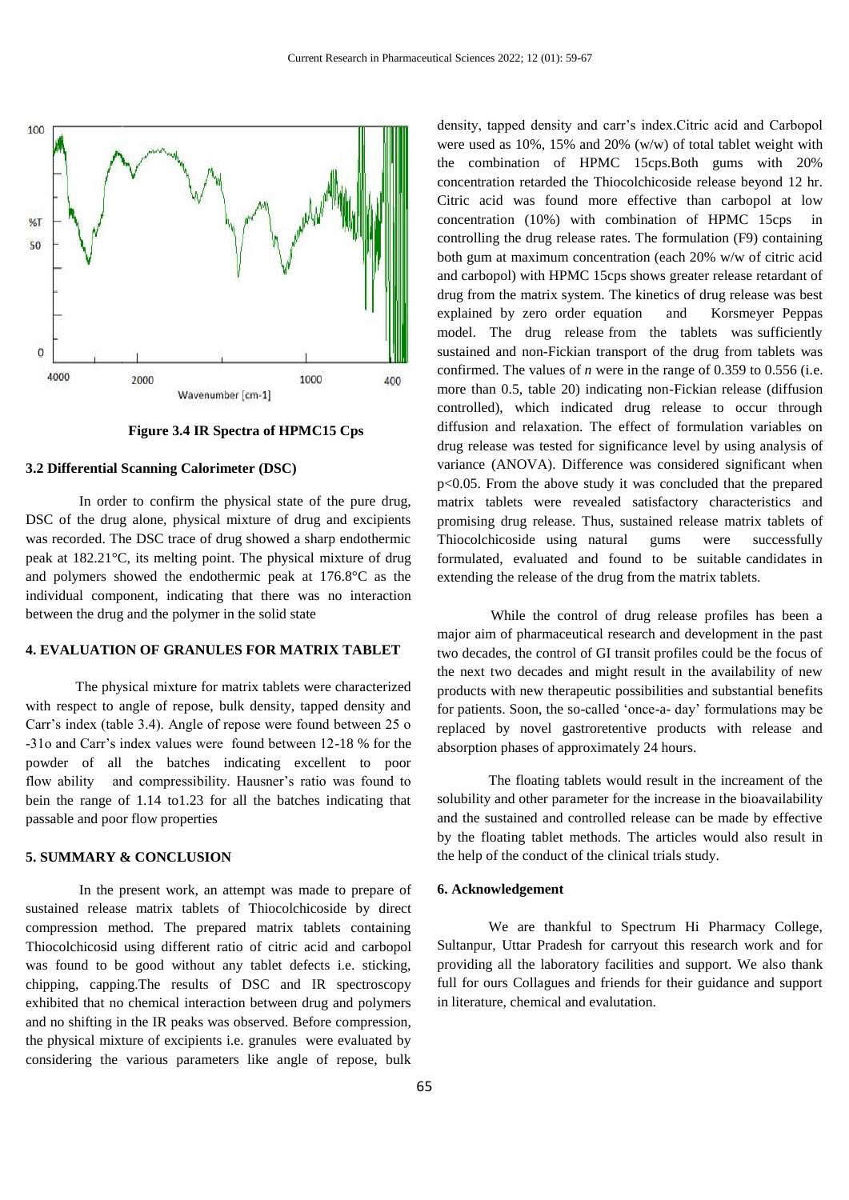Figure 3.4 IR Spectra of HPMC15 Cps

### 3.2 Differential Scanning Calorimeter (DSC)

In order to confirm the physical state of the pure drug, DSC of the drug alone, physical mixture of drug and excipients was recorded. The DSC trace of drug showed a sharp endothermic peak at 182.21°C, its melting point. The physical mixture of drug and polymers showed the endothermic peak at 176.8°C as the individual component, indicating that there was no interaction between the drug and the polymer in the solid state

## 4. EVALUATION OF GRANULES FOR MATRIX TABLET

The physical mixture for matrix tablets were characterized with respect to angle of repose, bulk density, tapped density and Carr's index (table 3.4). Angle of repose were found between 25 o -31o and Carr's index values were found between 12-18 % for the powder of all the batches indicating excellent to poor flow ability and compressibility. Hausner's ratio was found to bein the range of 1.14 to1.23 for all the batches indicating that passable and poor flow properties

## 5. SUMMARY & CONCLUSION

In the present work, an attempt was made to prepare of sustained release matrix tablets of Thiocolchicoside by direct compression method. The prepared matrix tablets containing Thiocolchicosid using different ratio of citric acid and carbopol was found to be good without any tablet defects i.e. sticking, chipping, capping.The results of DSC and IR spectroscopy exhibited that no chemical interaction between drug and polymers and no shifting in the IR peaks was observed. Before compression, the physical mixture of excipients i.e. granules were evaluated by considering the various parameters like angle of repose, bulk density, tapped density and carr's index.Citric acid and Carbopol were used as 10%, 15% and 20% (w/w) of total tablet weight with the combination of HPMC 15cps.Both gums with 20% concentration retarded the Thiocolchicoside release beyond 12 hr. Citric acid was found more effective than carbopol at low concentration (10%) with combination of HPMC 15cps in controlling the drug release rates. The formulation (F9) containing both gum at maximum concentration (each 20% w/w of citric acid and carbopol) with HPMC 15cps shows greater release retardant of drug from the matrix system. The kinetics of drug release was best explained by zero order equation and Korsmeyer Peppas model. The drug release from the tablets was sufficiently sustained and non-Fickian transport of the drug from tablets was confirmed. The values of *n* were in the range of 0.359 to 0.556 (i.e. more than 0.5, table 20) indicating non-Fickian release (diffusion controlled), which indicated drug release to occur through diffusion and relaxation. The effect of formulation variables on drug release was tested for significance level by using analysis of variance (ANOVA). Difference was considered significant when $p<0.05$. From the above study it was concluded that the prepared matrix tablets were revealed satisfactory characteristics and promising drug release. Thus, sustained release matrix tablets of Thiocolchicoside using natural gums were successfully formulated, evaluated and found to be suitable candidates in extending the release of the drug from the matrix tablets.

While the control of drug release profiles has been a major aim of pharmaceutical research and development in the past two decades, the control of GI transit profiles could be the focus of the next two decades and might result in the availability of new products with new therapeutic possibilities and substantial benefits for patients. Soon, the so-called 'once-a- day' formulations may be replaced by novel gastroretentive products with release and absorption phases of approximately 24 hours.

The floating tablets would result in the increament of the solubility and other parameter for the increase in the bioavailability and the sustained and controlled release can be made by effective by the floating tablet methods. The articles would also result in the help of the conduct of the clinical trials study.

### 6. Acknowledgement

We are thankful to Spectrum Hi Pharmacy College, Sultanpur, Uttar Pradesh for carryout this research work and for providing all the laboratory facilities and support. We also thank full for ours Collagues and friends for their guidance and support in literature, chemical and evalutation.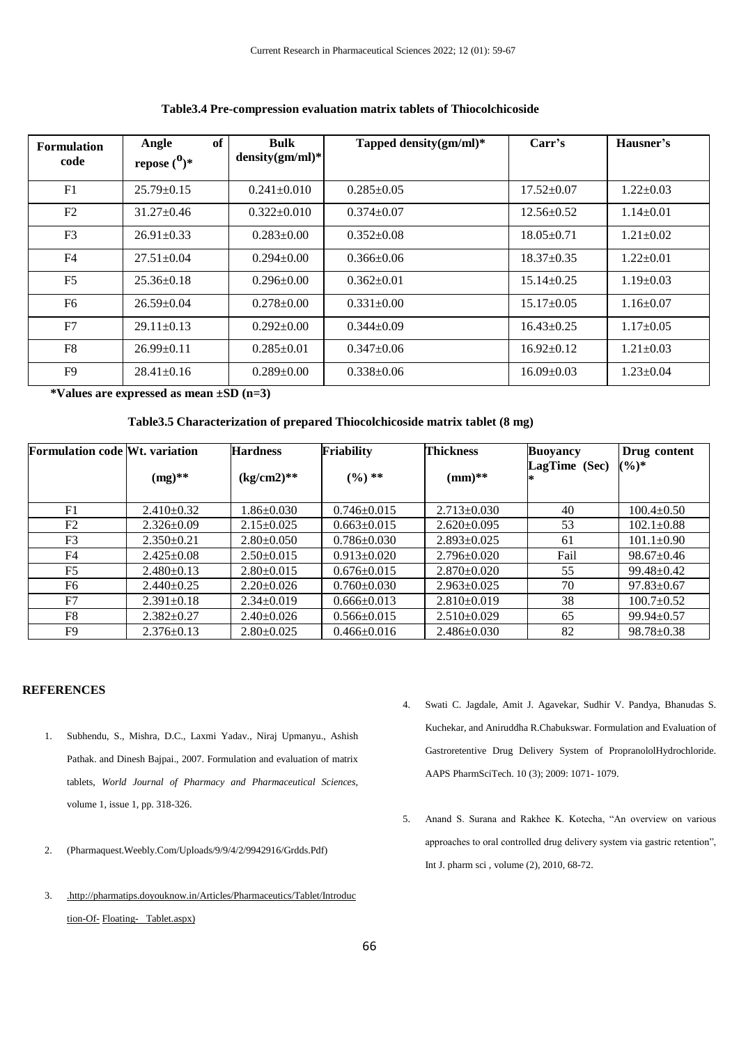**Table3.4 Pre-compression evaluation matrix tablets of Thiocolchicoside**

| Formulation code | Angle of repose ($^{0}$)* | Bulk density(gm/ml)* | Tapped density(gm/ml)* | Carr's | Hausner's |
|---|---|---|---|---|---|
| F1 | 25.79±0.15 | 0.241±0.010 | 0.285±0.05 | 17.52±0.07 | 1.22±0.03 |
| F2 | 31.27±0.46 | 0.322±0.010 | 0.374±0.07 | 12.56±0.52 | 1.14±0.01 |
| F3 | 26.91±0.33 | 0.283±0.00 | 0.352±0.08 | 18.05±0.71 | 1.21±0.02 |
| F4 | 27.51±0.04 | 0.294±0.00 | 0.366±0.06 | 18.37±0.35 | 1.22±0.01 |
| F5 | 25.36±0.18 | 0.296±0.00 | 0.362±0.01 | 15.14±0.25 | 1.19±0.03 |
| F6 | 26.59±0.04 | 0.278±0.00 | 0.331±0.00 | 15.17±0.05 | 1.16±0.07 |
| F7 | 29.11±0.13 | 0.292±0.00 | 0.344±0.09 | 16.43±0.25 | 1.17±0.05 |
| F8 | 26.99±0.11 | 0.285±0.01 | 0.347±0.06 | 16.92±0.12 | 1.21±0.03 |
| F9 | 28.41±0.16 | 0.289±0.00 | 0.338±0.06 | 16.09±0.03 | 1.23±0.04 |

**\*Values are expressed as mean ±SD (n=3)**

**Table3.5 Characterization of prepared Thiocolchicoside matrix tablet (8 mg)**

| Formulation code | Wt. variation (mg)** | Hardness (kg/cm2)** | Friability (%) ** | Thickness (mm)** | Buoyancy LagTime (Sec) * | Drug content (%)* |
|---|---|---|---|---|---|---|
| F1 | 2.410±0.32 | 1.86±0.030 | 0.746±0.015 | 2.713±0.030 | 40 | 100.4±0.50 |
| F2 | 2.326±0.09 | 2.15±0.025 | 0.663±0.015 | 2.620±0.095 | 53 | 102.1±0.88 |
| F3 | 2.350±0.21 | 2.80±0.050 | 0.786±0.030 | 2.893±0.025 | 61 | 101.1±0.90 |
| F4 | 2.425±0.08 | 2.50±0.015 | 0.913±0.020 | 2.796±0.020 | Fail | 98.67±0.46 |
| F5 | 2.480±0.13 | 2.80±0.015 | 0.676±0.015 | 2.870±0.020 | 55 | 99.48±0.42 |
| F6 | 2.440±0.25 | 2.20±0.026 | 0.760±0.030 | 2.963±0.025 | 70 | 97.83±0.67 |
| F7 | 2.391±0.18 | 2.34±0.019 | 0.666±0.013 | 2.810±0.019 | 38 | 100.7±0.52 |
| F8 | 2.382±0.27 | 2.40±0.026 | 0.566±0.015 | 2.510±0.029 | 65 | 99.94±0.57 |
| F9 | 2.376±0.13 | 2.80±0.025 | 0.466±0.016 | 2.486±0.030 | 82 | 98.78±0.38 |

## REFERENCES

1. Subhendu, S., Mishra, D.C., Laxmi Yadav., Niraj Upmanyu., Ashish Pathak. and Dinesh Bajpai., 2007. Formulation and evaluation of matrix tablets, *World Journal of Pharmacy and Pharmaceutical Sciences,* volume 1, issue 1, pp. 318-326.
2. (Pharmaquest.Weebly.Com/Uploads/9/9/4/2/9942916/Grdds.Pdf)
3. .http://pharmatips.doyouknow.in/Articles/Pharmaceutics/Tablet/Introduction-Of- Floating- Tablet.aspx)
4. Swati C. Jagdale, Amit J. Agavekar, Sudhir V. Pandya, Bhanudas S. Kuchekar, and Aniruddha R.Chabukswar. Formulation and Evaluation of Gastroretentive Drug Delivery System of PropranololHydrochloride. AAPS PharmSciTech. 10 (3); 2009: 1071- 1079.
5. Anand S. Surana and Rakhee K. Kotecha, "An overview on various approaches to oral controlled drug delivery system via gastric retention", Int J. pharm sci , volume (2), 2010, 68-72.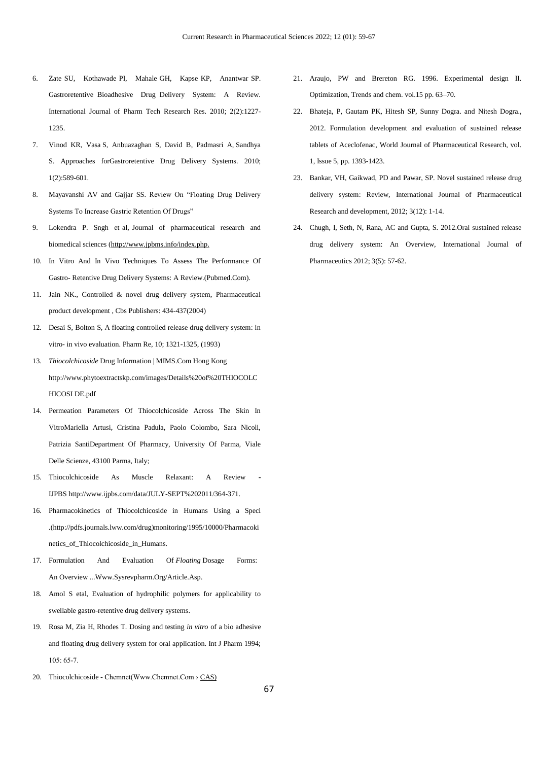6. Zate SU, Kothawade PI, Mahale GH, Kapse KP, Anantwar SP. Gastroretentive Bioadhesive Drug Delivery System: A Review. International Journal of Pharm Tech Research Res. 2010; 2(2):1227-1235.
7. Vinod KR, Vasa S, Anbuazaghan S, David B, Padmasri A, Sandhya S. Approaches forGastroretentive Drug Delivery Systems. 2010; 1(2):589-601.
8. Mayavanshi AV and Gajjar SS. Review On "Floating Drug Delivery Systems To Increase Gastric Retention Of Drugs"
9. Lokendra P. Sngh et al, Journal of pharmaceutical research and biomedical sciences (http://www.jpbms.info/index.php.
10. In Vitro And In Vivo Techniques To Assess The Performance Of Gastro- Retentive Drug Delivery Systems: A Review.(Pubmed.Com).
11. Jain NK., Controlled & novel drug delivery system, Pharmaceutical product development , Cbs Publishers: 434-437(2004)
12. Desai S, Bolton S, A floating controlled release drug delivery system: in vitro- in vivo evaluation. Pharm Re, 10; 1321-1325, (1993)
13. *Thiocolchicoside* Drug Information | MIMS.Com Hong Kong http://www.phytoextractskp.com/images/Details%20of%20THIOCOLCHICOSI DE.pdf
14. Permeation Parameters Of Thiocolchicoside Across The Skin In VitroMariella Artusi, Cristina Padula, Paolo Colombo, Sara Nicoli, Patrizia SantiDepartment Of Pharmacy, University Of Parma, Viale Delle Scienze, 43100 Parma, Italy;
15. Thiocolchicoside As Muscle Relaxant: A Review - IJPBS http://www.ijpbs.com/data/JULY-SEPT%202011/364-371.
16. Pharmacokinetics of Thiocolchicoside in Humans Using a Speci .(http://pdfs.journals.lww.com/drug)monitoring/1995/10000/Pharmacokinetics_of_Thiocolchicoside_in_Humans.
17. Formulation And Evaluation Of *Floating* Dosage Forms: An Overview ...Www.Sysrevpharm.Org/Article.Asp.
18. Amol S etal, Evaluation of hydrophilic polymers for applicability to swellable gastro-retentive drug delivery systems.
19. Rosa M, Zia H, Rhodes T. Dosing and testing *in vitro* of a bio adhesive and floating drug delivery system for oral application. Int J Pharm 1994; 105: 65-7.
20. Thiocolchicoside - Chemnet(Www.Chemnet.Com › CAS)
21. Araujo, PW and Brereton RG. 1996. Experimental design II. Optimization, Trends and chem. vol.15 pp. 63–70.
22. Bhateja, P, Gautam PK, Hitesh SP, Sunny Dogra. and Nitesh Dogra., 2012. Formulation development and evaluation of sustained release tablets of Aceclofenac, World Journal of Pharmaceutical Research, vol. 1, Issue 5, pp. 1393-1423.
23. Bankar, VH, Gaikwad, PD and Pawar, SP. Novel sustained release drug delivery system: Review, International Journal of Pharmaceutical Research and development, 2012; 3(12): 1-14.
24. Chugh, I, Seth, N, Rana, AC and Gupta, S. 2012.Oral sustained release drug delivery system: An Overview, International Journal of Pharmaceutics 2012; 3(5): 57-62.